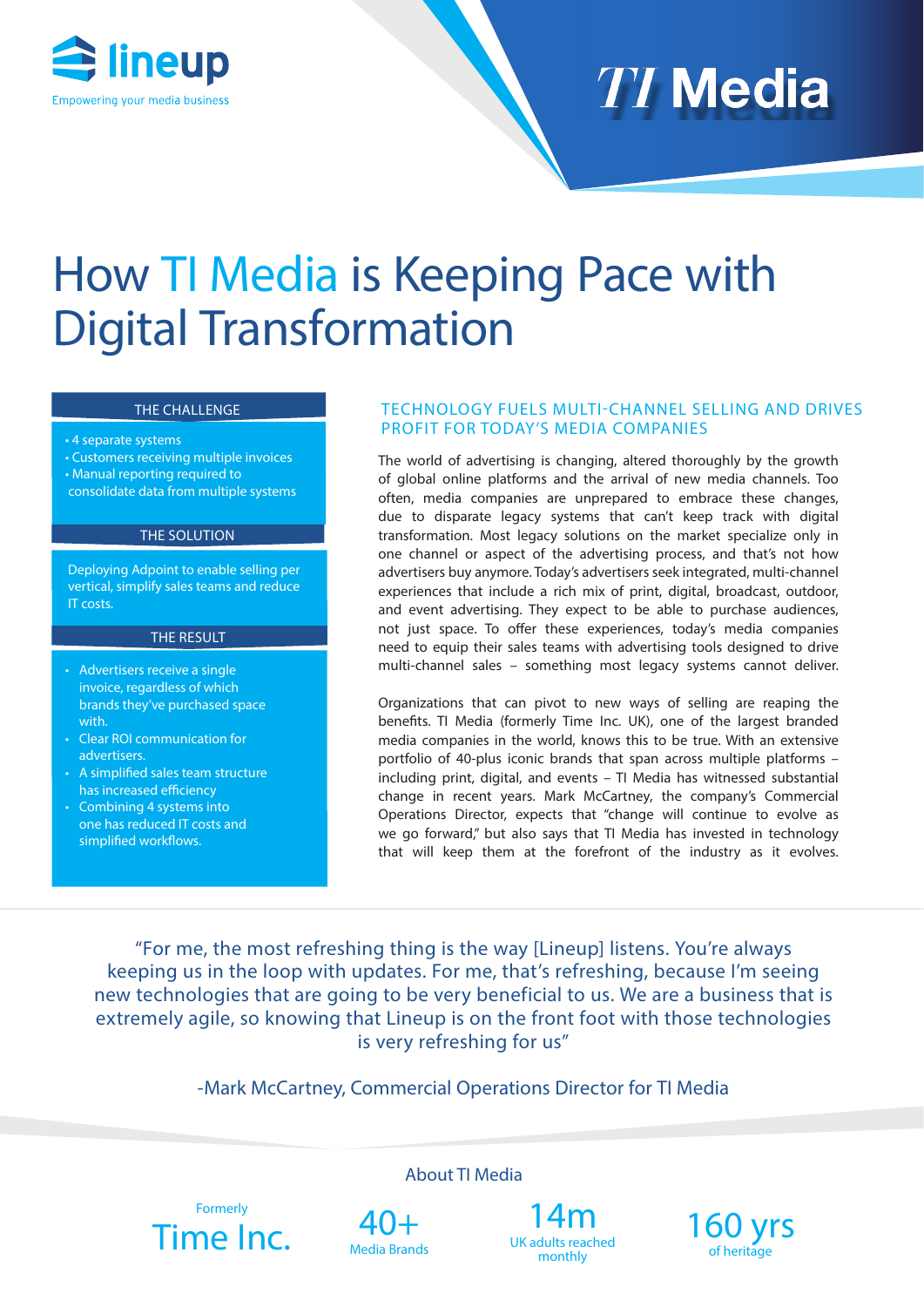lineup

Empowering your media business

TI Media

# How TI Media is Keeping Pace with Digital Transformation

### THE CHALLENGE

- 4 separate systems
- Customers receiving multiple invoices
- Manual reporting required to consolidate data from multiple systems

### THE SOLUTION

Deploying Adpoint to enable selling per vertical, simplify sales teams and reduce IT costs.

### THE RESULT

- Advertisers receive a single invoice, regardless of which brands they've purchased space with.
- Clear ROI communication for advertisers.
- A simplified sales team structure has increased efficiency
- Combining 4 systems into one has reduced IT costs and simplified workflows.

## TECHNOLOGY FUELS MULTI-CHANNEL SELLING AND DRIVES PROFIT FOR TODAY'S MEDIA COMPANIES

The world of advertising is changing, altered thoroughly by the growth of global online platforms and the arrival of new media channels. Too often, media companies are unprepared to embrace these changes, due to disparate legacy systems that can't keep track with digital transformation. Most legacy solutions on the market specialize only in one channel or aspect of the advertising process, and that's not how advertisers buy anymore. Today's advertisers seek integrated, multi-channel experiences that include a rich mix of print, digital, broadcast, outdoor, and event advertising. They expect to be able to purchase audiences, not just space. To offer these experiences, today's media companies need to equip their sales teams with advertising tools designed to drive multi-channel sales – something most legacy systems cannot deliver.

Organizations that can pivot to new ways of selling are reaping the benefits. TI Media (formerly Time Inc. UK), one of the largest branded media companies in the world, knows this to be true. With an extensive portfolio of 40-plus iconic brands that span across multiple platforms – including print, digital, and events – TI Media has witnessed substantial change in recent years. Mark McCartney, the company's Commercial Operations Director, expects that "change will continue to evolve as we go forward," but also says that TI Media has invested in technology that will keep them at the forefront of the industry as it evolves.

> "For me, the most refreshing thing is the way [Lineup] listens. You're always keeping us in the loop with updates. For me, that's refreshing, because I'm seeing new technologies that are going to be very beneficial to us. We are a business that is extremely agile, so knowing that Lineup is on the front foot with those technologies is very refreshing for us"
>
> -Mark McCartney, Commercial Operations Director for TI Media

### About TI Media

- Formerly **Time Inc.**
- **40+** Media Brands
- **14m** UK adults reached monthly
- **160 yrs** of heritage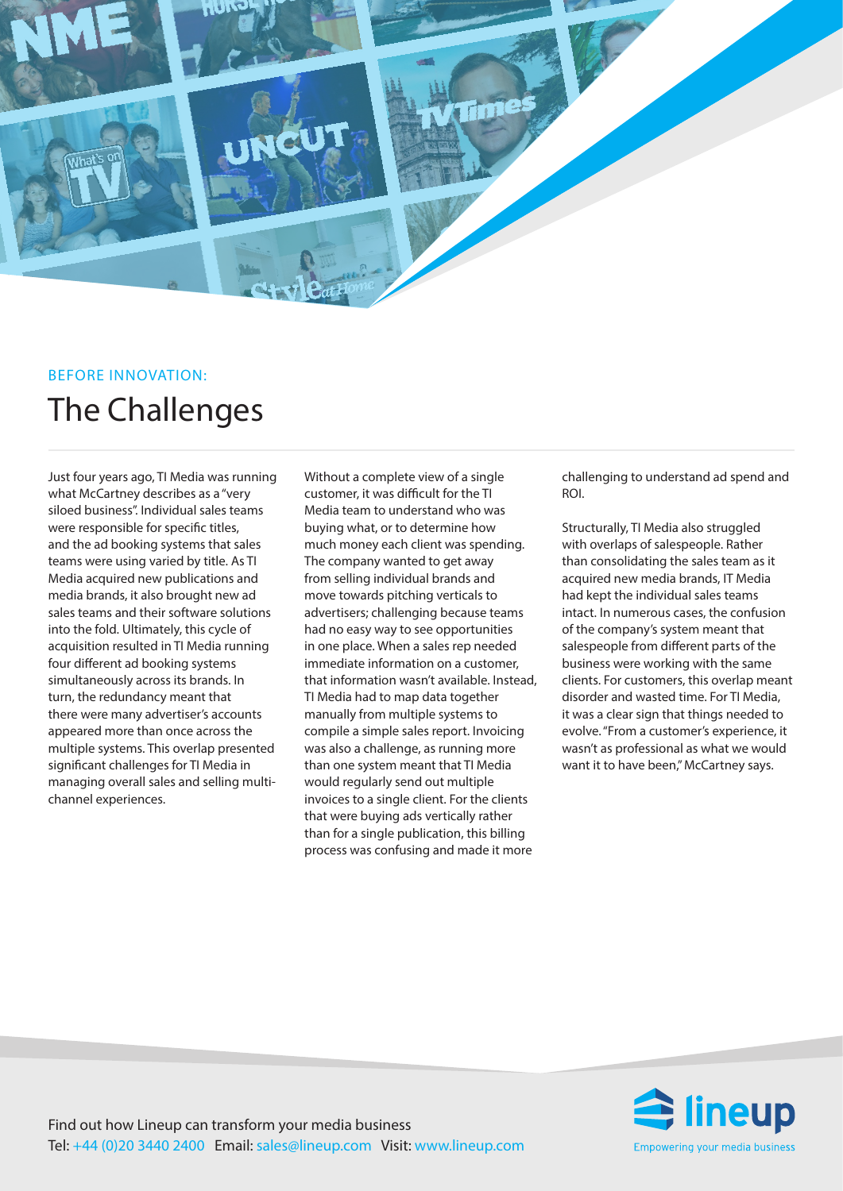BEFORE INNOVATION:

# The Challenges

Just four years ago, TI Media was running what McCartney describes as a "very siloed business". Individual sales teams were responsible for specific titles, and the ad booking systems that sales teams were using varied by title. As TI Media acquired new publications and media brands, it also brought new ad sales teams and their software solutions into the fold. Ultimately, this cycle of acquisition resulted in TI Media running four different ad booking systems simultaneously across its brands. In turn, the redundancy meant that there were many advertiser's accounts appeared more than once across the multiple systems. This overlap presented significant challenges for TI Media in managing overall sales and selling multi-channel experiences.

Without a complete view of a single customer, it was difficult for the TI Media team to understand who was buying what, or to determine how much money each client was spending. The company wanted to get away from selling individual brands and move towards pitching verticals to advertisers; challenging because teams had no easy way to see opportunities in one place. When a sales rep needed immediate information on a customer, that information wasn't available. Instead, TI Media had to map data together manually from multiple systems to compile a simple sales report. Invoicing was also a challenge, as running more than one system meant that TI Media would regularly send out multiple invoices to a single client. For the clients that were buying ads vertically rather than for a single publication, this billing process was confusing and made it more challenging to understand ad spend and ROI.

Structurally, TI Media also struggled with overlaps of salespeople. Rather than consolidating the sales team as it acquired new media brands, IT Media had kept the individual sales teams intact. In numerous cases, the confusion of the company's system meant that salespeople from different parts of the business were working with the same clients. For customers, this overlap meant disorder and wasted time. For TI Media, it was a clear sign that things needed to evolve. "From a customer's experience, it wasn't as professional as what we would want it to have been," McCartney says.

Find out how Lineup can transform your media business
Tel: +44 (0)20 3440 2400 Email: sales@lineup.com Visit: www.lineup.com

lineup
Empowering your media business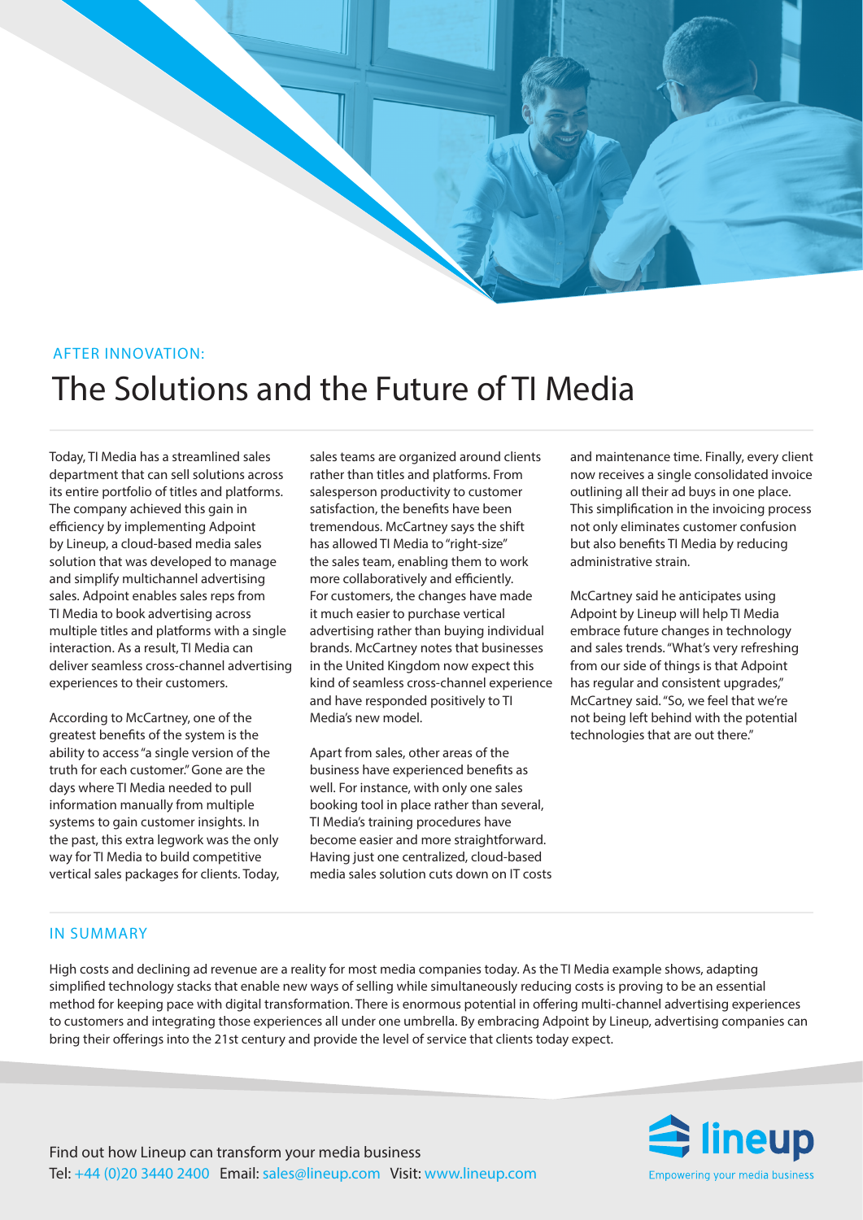AFTER INNOVATION:

# The Solutions and the Future of TI Media

Today, TI Media has a streamlined sales department that can sell solutions across its entire portfolio of titles and platforms. The company achieved this gain in efficiency by implementing Adpoint by Lineup, a cloud-based media sales solution that was developed to manage and simplify multichannel advertising sales. Adpoint enables sales reps from TI Media to book advertising across multiple titles and platforms with a single interaction. As a result, TI Media can deliver seamless cross-channel advertising experiences to their customers.

According to McCartney, one of the greatest benefits of the system is the ability to access "a single version of the truth for each customer." Gone are the days where TI Media needed to pull information manually from multiple systems to gain customer insights. In the past, this extra legwork was the only way for TI Media to build competitive vertical sales packages for clients. Today, sales teams are organized around clients rather than titles and platforms. From salesperson productivity to customer satisfaction, the benefits have been tremendous. McCartney says the shift has allowed TI Media to "right-size" the sales team, enabling them to work more collaboratively and efficiently. For customers, the changes have made it much easier to purchase vertical advertising rather than buying individual brands. McCartney notes that businesses in the United Kingdom now expect this kind of seamless cross-channel experience and have responded positively to TI Media's new model.

Apart from sales, other areas of the business have experienced benefits as well. For instance, with only one sales booking tool in place rather than several, TI Media's training procedures have become easier and more straightforward. Having just one centralized, cloud-based media sales solution cuts down on IT costs and maintenance time. Finally, every client now receives a single consolidated invoice outlining all their ad buys in one place. This simplification in the invoicing process not only eliminates customer confusion but also benefits TI Media by reducing administrative strain.

McCartney said he anticipates using Adpoint by Lineup will help TI Media embrace future changes in technology and sales trends. "What's very refreshing from our side of things is that Adpoint has regular and consistent upgrades," McCartney said. "So, we feel that we're not being left behind with the potential technologies that are out there."

## IN SUMMARY

High costs and declining ad revenue are a reality for most media companies today. As the TI Media example shows, adapting simplified technology stacks that enable new ways of selling while simultaneously reducing costs is proving to be an essential method for keeping pace with digital transformation. There is enormous potential in offering multi-channel advertising experiences to customers and integrating those experiences all under one umbrella. By embracing Adpoint by Lineup, advertising companies can bring their offerings into the 21st century and provide the level of service that clients today expect.

Find out how Lineup can transform your media business
Tel: +44 (0)20 3440 2400 Email: sales@lineup.com Visit: www.lineup.com

lineup
Empowering your media business